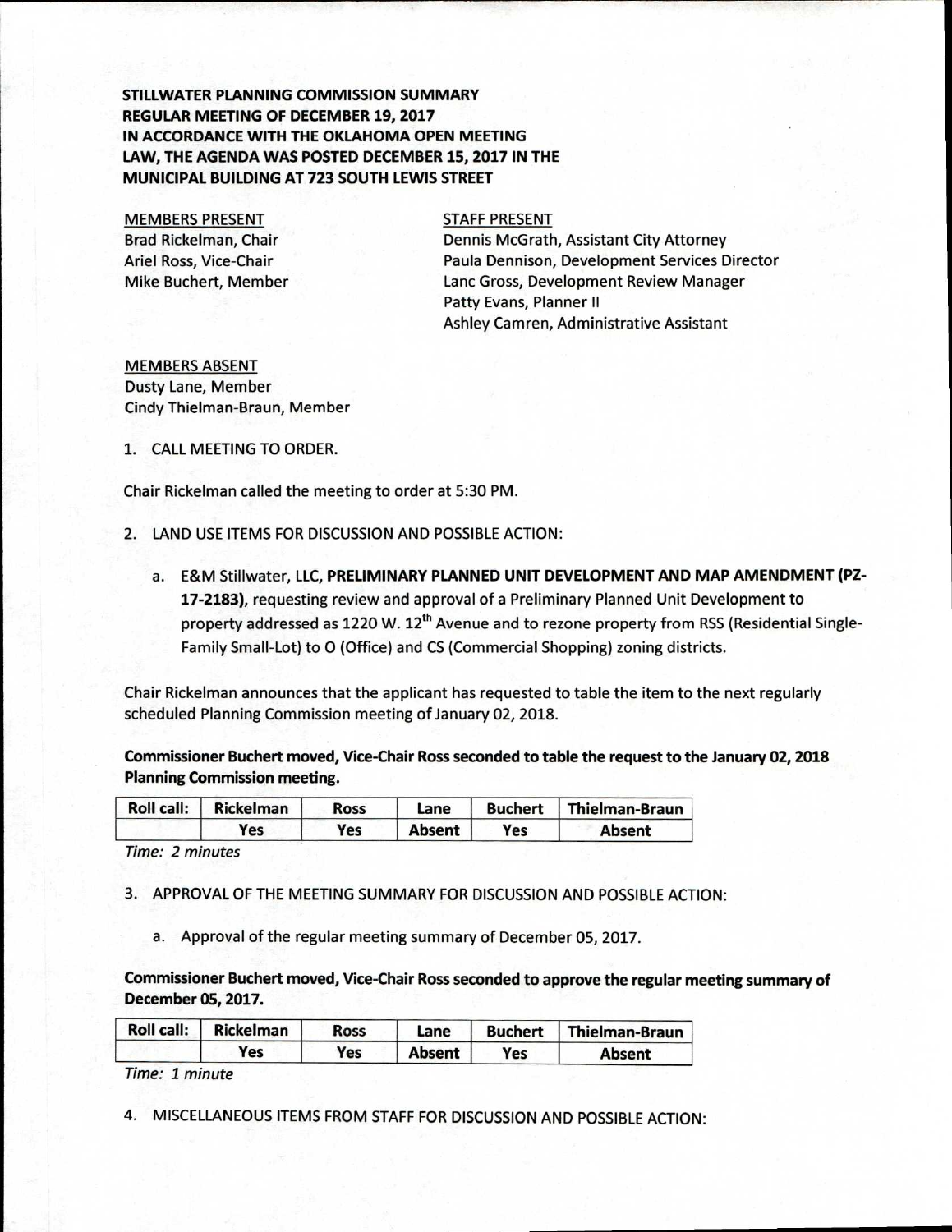**STILLWATER PLANNING COMMISSION SUMMARY**
**REGULAR MEETING OF DECEMBER 19, 2017**
**IN ACCORDANCE WITH THE OKLAHOMA OPEN MEETING LAW, THE AGENDA WAS POSTED DECEMBER 15, 2017 IN THE MUNICIPAL BUILDING AT 723 SOUTH LEWIS STREET**

MEMBERS PRESENT
Brad Rickelman, Chair
Ariel Ross, Vice-Chair
Mike Buchert, Member

STAFF PRESENT
Dennis McGrath, Assistant City Attorney
Paula Dennison, Development Services Director
Lanc Gross, Development Review Manager
Patty Evans, Planner II
Ashley Camren, Administrative Assistant

MEMBERS ABSENT
Dusty Lane, Member
Cindy Thielman-Braun, Member

1. CALL MEETING TO ORDER.

Chair Rickelman called the meeting to order at 5:30 PM.

2. LAND USE ITEMS FOR DISCUSSION AND POSSIBLE ACTION:

   a. E&M Stillwater, LLC, **PRELIMINARY PLANNED UNIT DEVELOPMENT AND MAP AMENDMENT (PZ-17-2183)**, requesting review and approval of a Preliminary Planned Unit Development to property addressed as 1220 W. 12th Avenue and to rezone property from RSS (Residential Single-Family Small-Lot) to O (Office) and CS (Commercial Shopping) zoning districts.

Chair Rickelman announces that the applicant has requested to table the item to the next regularly scheduled Planning Commission meeting of January 02, 2018.

**Commissioner Buchert moved, Vice-Chair Ross seconded to table the request to the January 02, 2018 Planning Commission meeting.**

| Roll call: | Rickelman | Ross | Lane | Buchert | Thielman-Braun |
|---|---|---|---|---|---|
| | Yes | Yes | Absent | Yes | Absent |

*Time: 2 minutes*

3. APPROVAL OF THE MEETING SUMMARY FOR DISCUSSION AND POSSIBLE ACTION:

   a. Approval of the regular meeting summary of December 05, 2017.

**Commissioner Buchert moved, Vice-Chair Ross seconded to approve the regular meeting summary of December 05, 2017.**

| Roll call: | Rickelman | Ross | Lane | Buchert | Thielman-Braun |
|---|---|---|---|---|---|
| | Yes | Yes | Absent | Yes | Absent |

*Time: 1 minute*

4. MISCELLANEOUS ITEMS FROM STAFF FOR DISCUSSION AND POSSIBLE ACTION: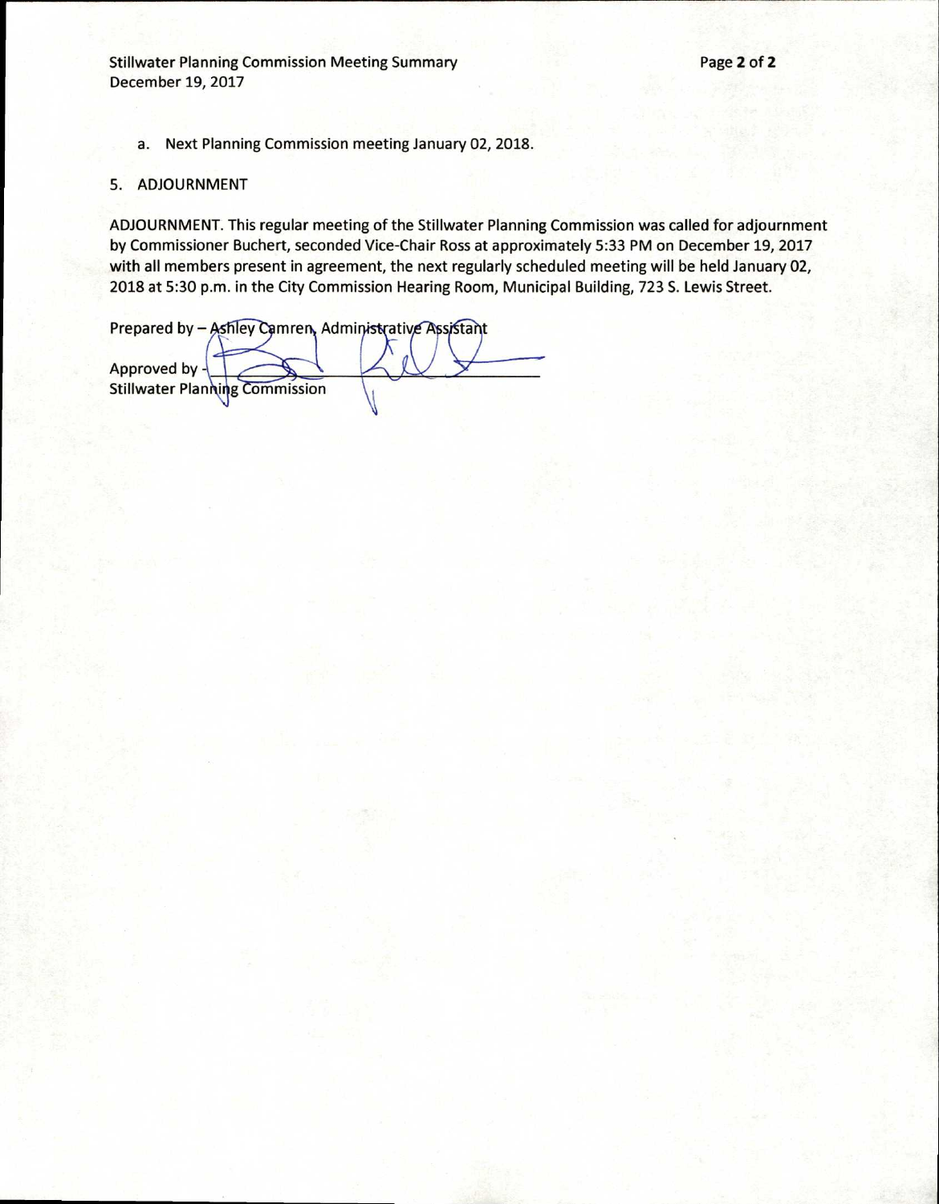a. Next Planning Commission meeting January 02, 2018.

5. ADJOURNMENT

ADJOURNMENT. This regular meeting of the Stillwater Planning Commission was called for adjournment by Commissioner Buchert, seconded Vice-Chair Ross at approximately 5:33 PM on December 19, 2017 with all members present in agreement, the next regularly scheduled meeting will be held January 02, 2018 at 5:30 p.m. in the City Commission Hearing Room, Municipal Building, 723 S. Lewis Street.

Prepared by – Ashley Camren, Administrative Assistant

Approved by – ______________________________
Stillwater Planning Commission